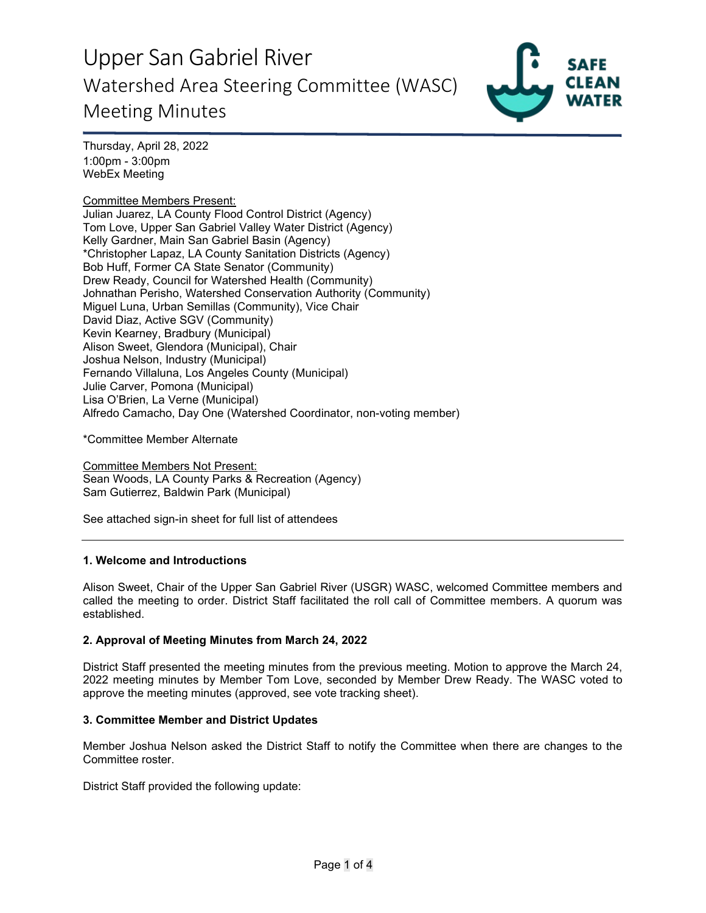# Upper San Gabriel River

## Watershed Area Steering Committee (WASC)

## Meeting Minutes

Thursday, April 28, 2022
1:00pm - 3:00pm
WebEx Meeting

Committee Members Present:
Julian Juarez, LA County Flood Control District (Agency)
Tom Love, Upper San Gabriel Valley Water District (Agency)
Kelly Gardner, Main San Gabriel Basin (Agency)
*Christopher Lapaz, LA County Sanitation Districts (Agency)
Bob Huff, Former CA State Senator (Community)
Drew Ready, Council for Watershed Health (Community)
Johnathan Perisho, Watershed Conservation Authority (Community)
Miguel Luna, Urban Semillas (Community), Vice Chair
David Diaz, Active SGV (Community)
Kevin Kearney, Bradbury (Municipal)
Alison Sweet, Glendora (Municipal), Chair
Joshua Nelson, Industry (Municipal)
Fernando Villaluna, Los Angeles County (Municipal)
Julie Carver, Pomona (Municipal)
Lisa O'Brien, La Verne (Municipal)
Alfredo Camacho, Day One (Watershed Coordinator, non-voting member)

*Committee Member Alternate

Committee Members Not Present:
Sean Woods, LA County Parks & Recreation (Agency)
Sam Gutierrez, Baldwin Park (Municipal)

See attached sign-in sheet for full list of attendees

---

### 1. Welcome and Introductions

Alison Sweet, Chair of the Upper San Gabriel River (USGR) WASC, welcomed Committee members and called the meeting to order. District Staff facilitated the roll call of Committee members. A quorum was established.

### 2. Approval of Meeting Minutes from March 24, 2022

District Staff presented the meeting minutes from the previous meeting. Motion to approve the March 24, 2022 meeting minutes by Member Tom Love, seconded by Member Drew Ready. The WASC voted to approve the meeting minutes (approved, see vote tracking sheet).

### 3. Committee Member and District Updates

Member Joshua Nelson asked the District Staff to notify the Committee when there are changes to the Committee roster.

District Staff provided the following update: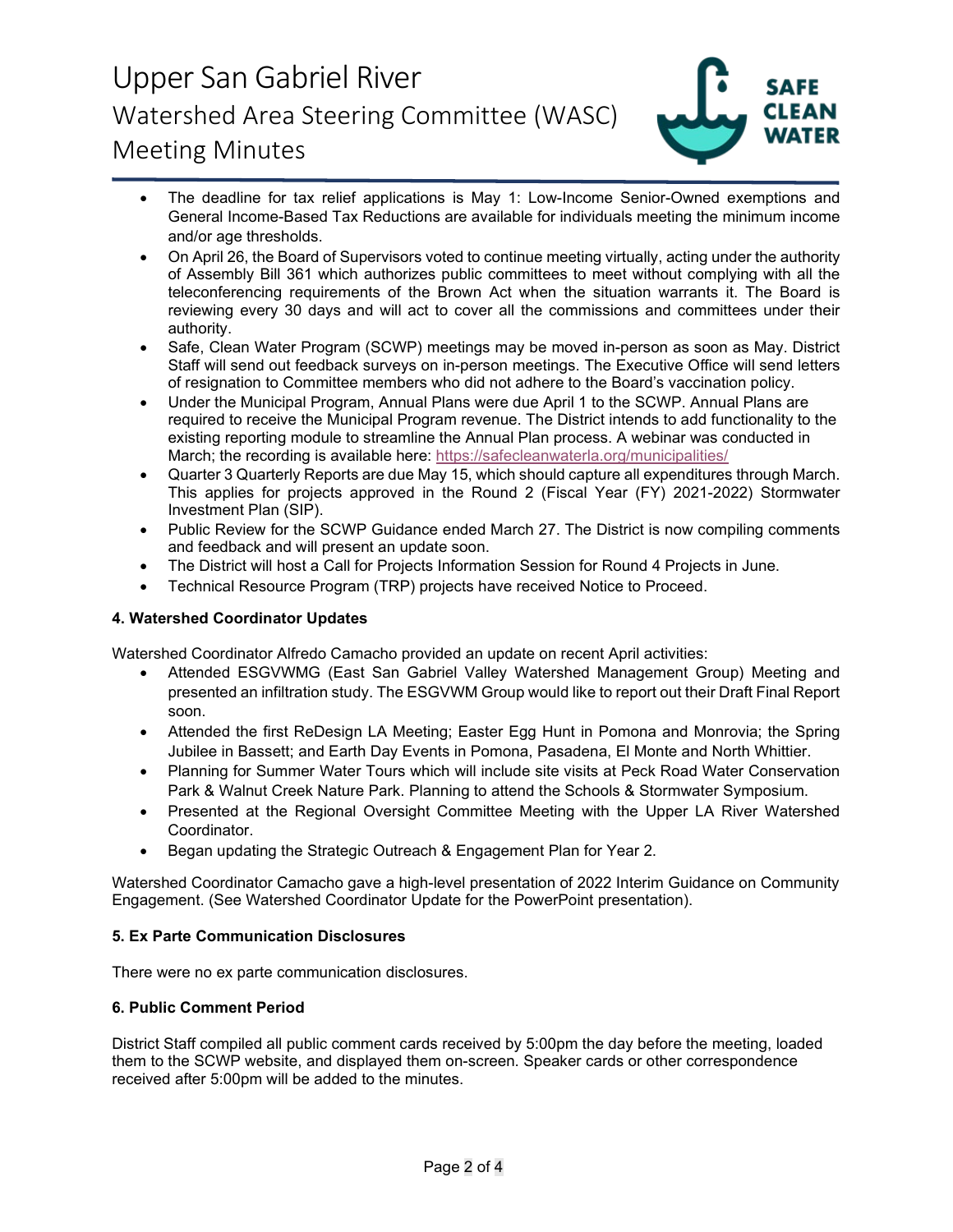- The deadline for tax relief applications is May 1: Low-Income Senior-Owned exemptions and General Income-Based Tax Reductions are available for individuals meeting the minimum income and/or age thresholds.
- On April 26, the Board of Supervisors voted to continue meeting virtually, acting under the authority of Assembly Bill 361 which authorizes public committees to meet without complying with all the teleconferencing requirements of the Brown Act when the situation warrants it. The Board is reviewing every 30 days and will act to cover all the commissions and committees under their authority.
- Safe, Clean Water Program (SCWP) meetings may be moved in-person as soon as May. District Staff will send out feedback surveys on in-person meetings. The Executive Office will send letters of resignation to Committee members who did not adhere to the Board's vaccination policy.
- Under the Municipal Program, Annual Plans were due April 1 to the SCWP. Annual Plans are required to receive the Municipal Program revenue. The District intends to add functionality to the existing reporting module to streamline the Annual Plan process. A webinar was conducted in March; the recording is available here: https://safecleanwaterla.org/municipalities/
- Quarter 3 Quarterly Reports are due May 15, which should capture all expenditures through March. This applies for projects approved in the Round 2 (Fiscal Year (FY) 2021-2022) Stormwater Investment Plan (SIP).
- Public Review for the SCWP Guidance ended March 27. The District is now compiling comments and feedback and will present an update soon.
- The District will host a Call for Projects Information Session for Round 4 Projects in June.
- Technical Resource Program (TRP) projects have received Notice to Proceed.

**4. Watershed Coordinator Updates**

Watershed Coordinator Alfredo Camacho provided an update on recent April activities:

- Attended ESGVWMG (East San Gabriel Valley Watershed Management Group) Meeting and presented an infiltration study. The ESGVWM Group would like to report out their Draft Final Report soon.
- Attended the first ReDesign LA Meeting; Easter Egg Hunt in Pomona and Monrovia; the Spring Jubilee in Bassett; and Earth Day Events in Pomona, Pasadena, El Monte and North Whittier.
- Planning for Summer Water Tours which will include site visits at Peck Road Water Conservation Park & Walnut Creek Nature Park. Planning to attend the Schools & Stormwater Symposium.
- Presented at the Regional Oversight Committee Meeting with the Upper LA River Watershed Coordinator.
- Began updating the Strategic Outreach & Engagement Plan for Year 2.

Watershed Coordinator Camacho gave a high-level presentation of 2022 Interim Guidance on Community Engagement. (See Watershed Coordinator Update for the PowerPoint presentation).

**5. Ex Parte Communication Disclosures**

There were no ex parte communication disclosures.

**6. Public Comment Period**

District Staff compiled all public comment cards received by 5:00pm the day before the meeting, loaded them to the SCWP website, and displayed them on-screen. Speaker cards or other correspondence received after 5:00pm will be added to the minutes.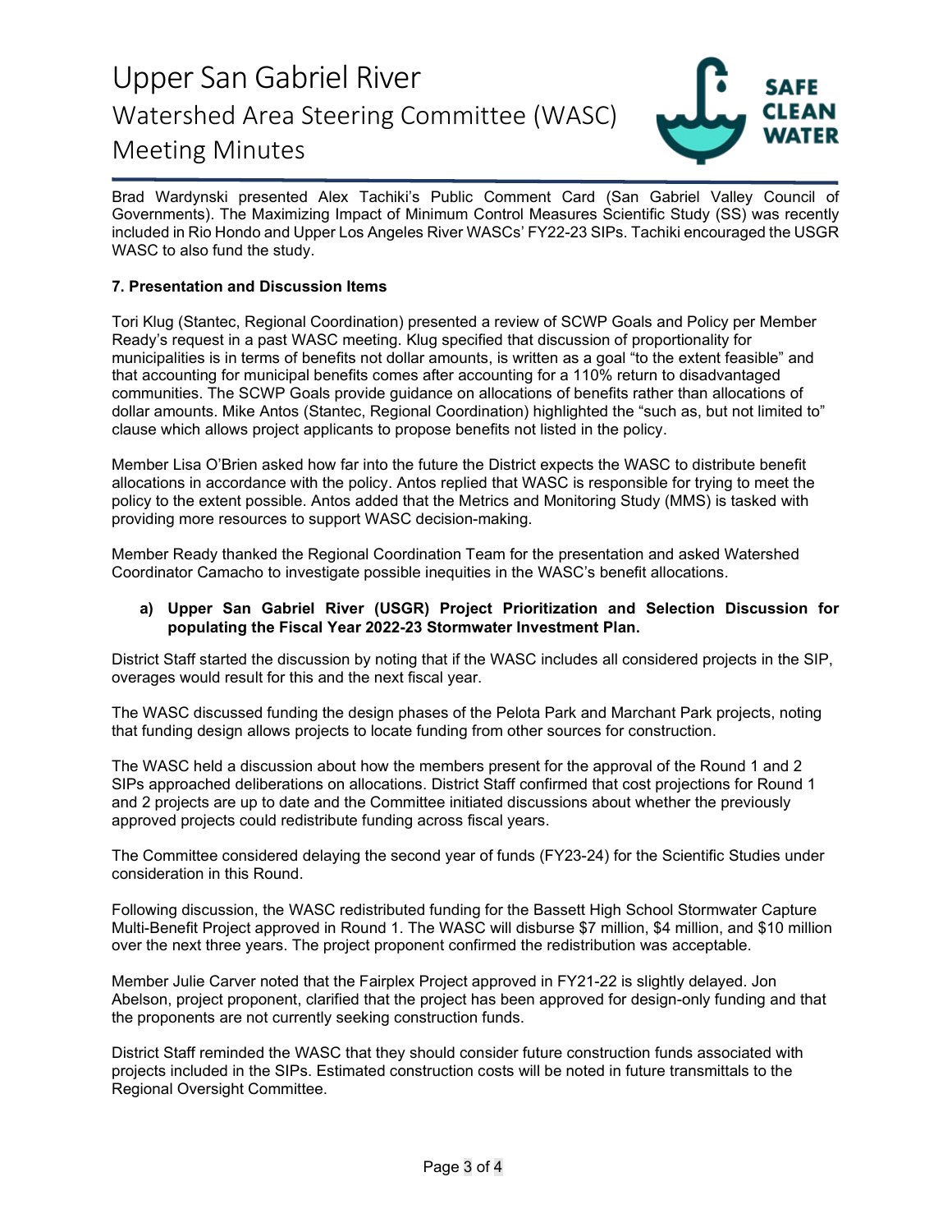Brad Wardynski presented Alex Tachiki's Public Comment Card (San Gabriel Valley Council of Governments). The Maximizing Impact of Minimum Control Measures Scientific Study (SS) was recently included in Rio Hondo and Upper Los Angeles River WASCs' FY22-23 SIPs. Tachiki encouraged the USGR WASC to also fund the study.

**7. Presentation and Discussion Items**

Tori Klug (Stantec, Regional Coordination) presented a review of SCWP Goals and Policy per Member Ready's request in a past WASC meeting. Klug specified that discussion of proportionality for municipalities is in terms of benefits not dollar amounts, is written as a goal "to the extent feasible" and that accounting for municipal benefits comes after accounting for a 110% return to disadvantaged communities. The SCWP Goals provide guidance on allocations of benefits rather than allocations of dollar amounts. Mike Antos (Stantec, Regional Coordination) highlighted the "such as, but not limited to" clause which allows project applicants to propose benefits not listed in the policy.

Member Lisa O'Brien asked how far into the future the District expects the WASC to distribute benefit allocations in accordance with the policy. Antos replied that WASC is responsible for trying to meet the policy to the extent possible. Antos added that the Metrics and Monitoring Study (MMS) is tasked with providing more resources to support WASC decision-making.

Member Ready thanked the Regional Coordination Team for the presentation and asked Watershed Coordinator Camacho to investigate possible inequities in the WASC's benefit allocations.

**a) Upper San Gabriel River (USGR) Project Prioritization and Selection Discussion for populating the Fiscal Year 2022-23 Stormwater Investment Plan.**

District Staff started the discussion by noting that if the WASC includes all considered projects in the SIP, overages would result for this and the next fiscal year.

The WASC discussed funding the design phases of the Pelota Park and Marchant Park projects, noting that funding design allows projects to locate funding from other sources for construction.

The WASC held a discussion about how the members present for the approval of the Round 1 and 2 SIPs approached deliberations on allocations. District Staff confirmed that cost projections for Round 1 and 2 projects are up to date and the Committee initiated discussions about whether the previously approved projects could redistribute funding across fiscal years.

The Committee considered delaying the second year of funds (FY23-24) for the Scientific Studies under consideration in this Round.

Following discussion, the WASC redistributed funding for the Bassett High School Stormwater Capture Multi-Benefit Project approved in Round 1. The WASC will disburse $7 million, $4 million, and $10 million over the next three years. The project proponent confirmed the redistribution was acceptable.

Member Julie Carver noted that the Fairplex Project approved in FY21-22 is slightly delayed. Jon Abelson, project proponent, clarified that the project has been approved for design-only funding and that the proponents are not currently seeking construction funds.

District Staff reminded the WASC that they should consider future construction funds associated with projects included in the SIPs. Estimated construction costs will be noted in future transmittals to the Regional Oversight Committee.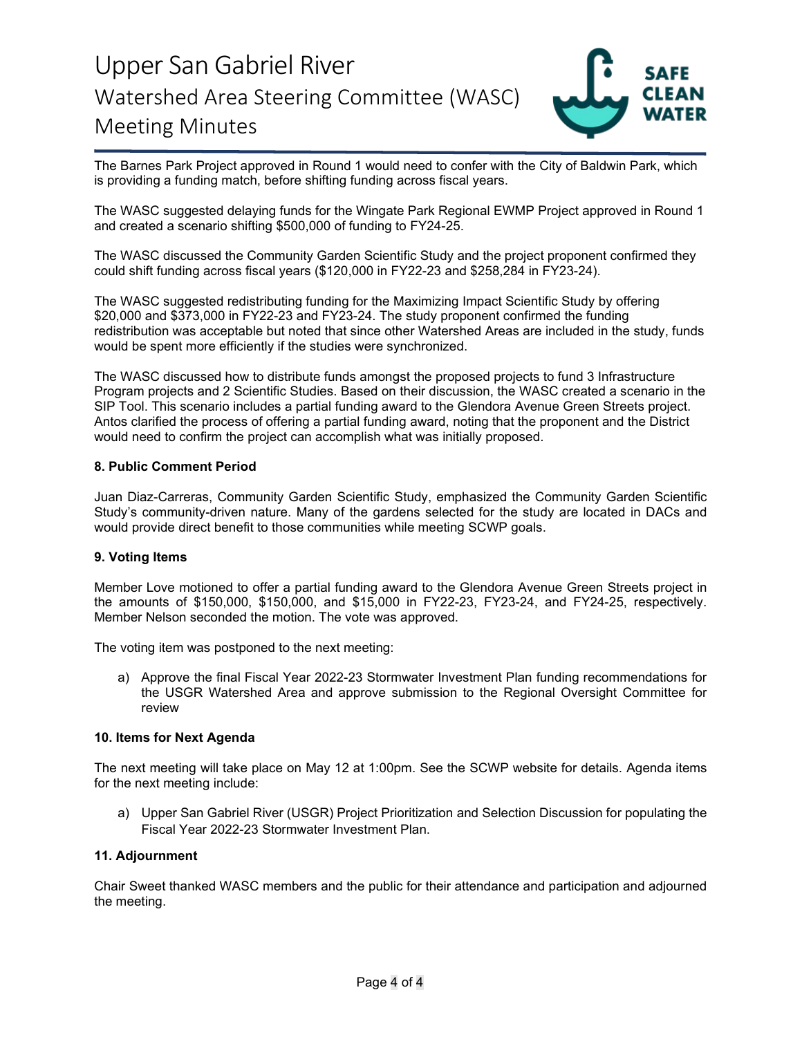The Barnes Park Project approved in Round 1 would need to confer with the City of Baldwin Park, which is providing a funding match, before shifting funding across fiscal years.

The WASC suggested delaying funds for the Wingate Park Regional EWMP Project approved in Round 1 and created a scenario shifting $500,000 of funding to FY24-25.

The WASC discussed the Community Garden Scientific Study and the project proponent confirmed they could shift funding across fiscal years ($120,000 in FY22-23 and $258,284 in FY23-24).

The WASC suggested redistributing funding for the Maximizing Impact Scientific Study by offering $20,000 and $373,000 in FY22-23 and FY23-24. The study proponent confirmed the funding redistribution was acceptable but noted that since other Watershed Areas are included in the study, funds would be spent more efficiently if the studies were synchronized.

The WASC discussed how to distribute funds amongst the proposed projects to fund 3 Infrastructure Program projects and 2 Scientific Studies. Based on their discussion, the WASC created a scenario in the SIP Tool. This scenario includes a partial funding award to the Glendora Avenue Green Streets project. Antos clarified the process of offering a partial funding award, noting that the proponent and the District would need to confirm the project can accomplish what was initially proposed.

**8. Public Comment Period**

Juan Diaz-Carreras, Community Garden Scientific Study, emphasized the Community Garden Scientific Study's community-driven nature. Many of the gardens selected for the study are located in DACs and would provide direct benefit to those communities while meeting SCWP goals.

**9. Voting Items**

Member Love motioned to offer a partial funding award to the Glendora Avenue Green Streets project in the amounts of $150,000, $150,000, and $15,000 in FY22-23, FY23-24, and FY24-25, respectively. Member Nelson seconded the motion. The vote was approved.

The voting item was postponed to the next meeting:

a) Approve the final Fiscal Year 2022-23 Stormwater Investment Plan funding recommendations for the USGR Watershed Area and approve submission to the Regional Oversight Committee for review

**10. Items for Next Agenda**

The next meeting will take place on May 12 at 1:00pm. See the SCWP website for details. Agenda items for the next meeting include:

a) Upper San Gabriel River (USGR) Project Prioritization and Selection Discussion for populating the Fiscal Year 2022-23 Stormwater Investment Plan.

**11. Adjournment**

Chair Sweet thanked WASC members and the public for their attendance and participation and adjourned the meeting.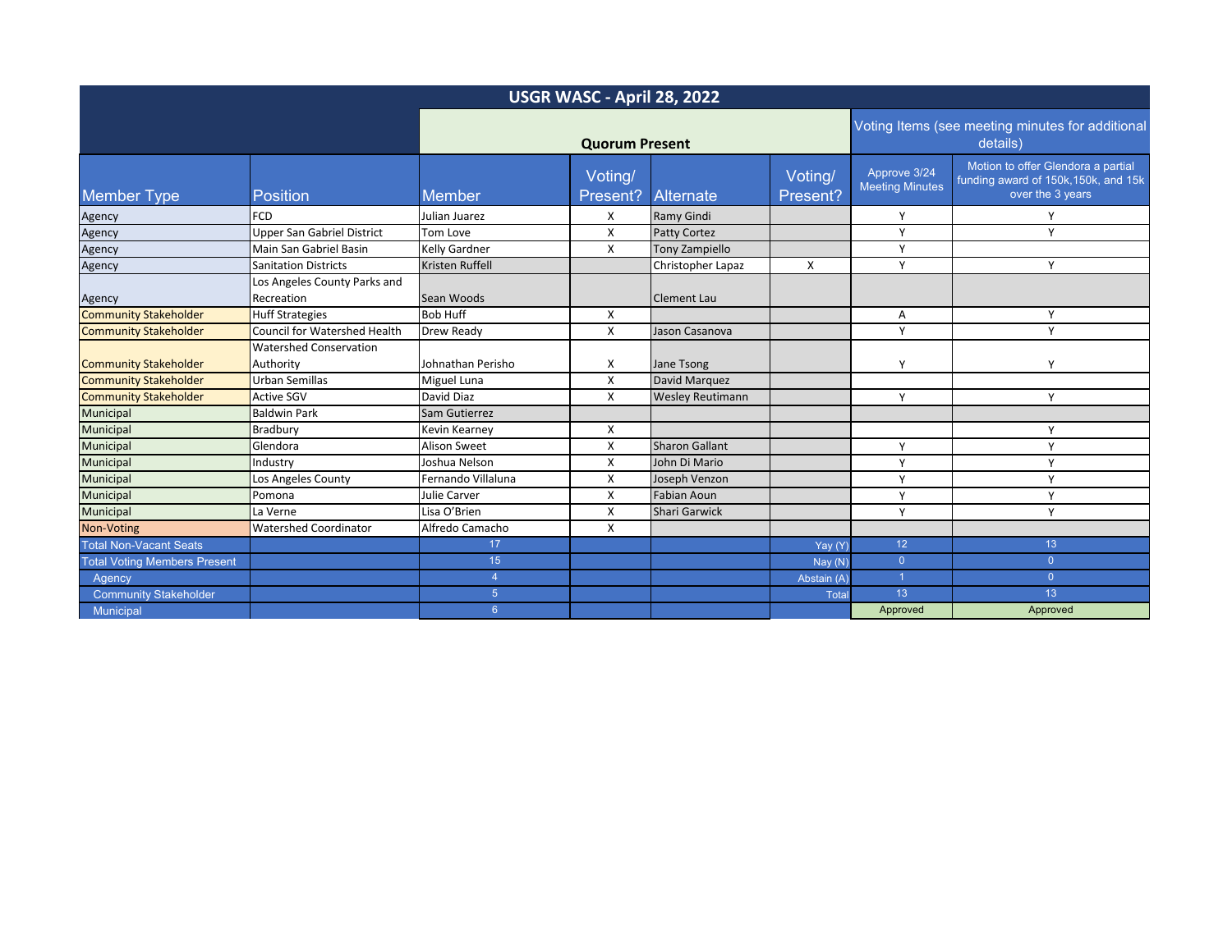| USGR WASC - April 28, 2022 | | | | | | | |
|---|---|---|---|---|---|---|---|
| | | Quorum Present | | | | Voting Items (see meeting minutes for additional details) | |
| Member Type | Position | Member | Voting/ Present? | Alternate | Voting/ Present? | Approve 3/24 Meeting Minutes | Motion to offer Glendora a partial funding award of 150k,150k, and 15k over the 3 years |
| Agency | FCD | Julian Juarez | X | Ramy Gindi | | Y | Y |
| Agency | Upper San Gabriel District | Tom Love | X | Patty Cortez | | Y | Y |
| Agency | Main San Gabriel Basin | Kelly Gardner | X | Tony Zampiello | | Y | |
| Agency | Sanitation Districts | Kristen Ruffell | | Christopher Lapaz | X | Y | Y |
| Agency | Los Angeles County Parks and Recreation | Sean Woods | | Clement Lau | | | |
| Community Stakeholder | Huff Strategies | Bob Huff | X | | | A | Y |
| Community Stakeholder | Council for Watershed Health | Drew Ready | X | Jason Casanova | | Y | Y |
| Community Stakeholder | Watershed Conservation Authority | Johnathan Perisho | X | Jane Tsong | | Y | Y |
| Community Stakeholder | Urban Semillas | Miguel Luna | X | David Marquez | | | |
| Community Stakeholder | Active SGV | David Diaz | X | Wesley Reutimann | | Y | Y |
| Municipal | Baldwin Park | Sam Gutierrez | | | | | |
| Municipal | Bradbury | Kevin Kearney | X | | | | Y |
| Municipal | Glendora | Alison Sweet | X | Sharon Gallant | | Y | Y |
| Municipal | Industry | Joshua Nelson | X | John Di Mario | | Y | Y |
| Municipal | Los Angeles County | Fernando Villaluna | X | Joseph Venzon | | Y | Y |
| Municipal | Pomona | Julie Carver | X | Fabian Aoun | | Y | Y |
| Municipal | La Verne | Lisa O'Brien | X | Shari Garwick | | Y | Y |
| Non-Voting | Watershed Coordinator | Alfredo Camacho | X | | | | |
| Total Non-Vacant Seats | | 17 | | | Yay (Y) | 12 | 13 |
| Total Voting Members Present | | 15 | | | Nay (N) | 0 | 0 |
| Agency | | 4 | | | Abstain (A) | 1 | 0 |
| Community Stakeholder | | 5 | | | Total | 13 | 13 |
| Municipal | | 6 | | | | Approved | Approved |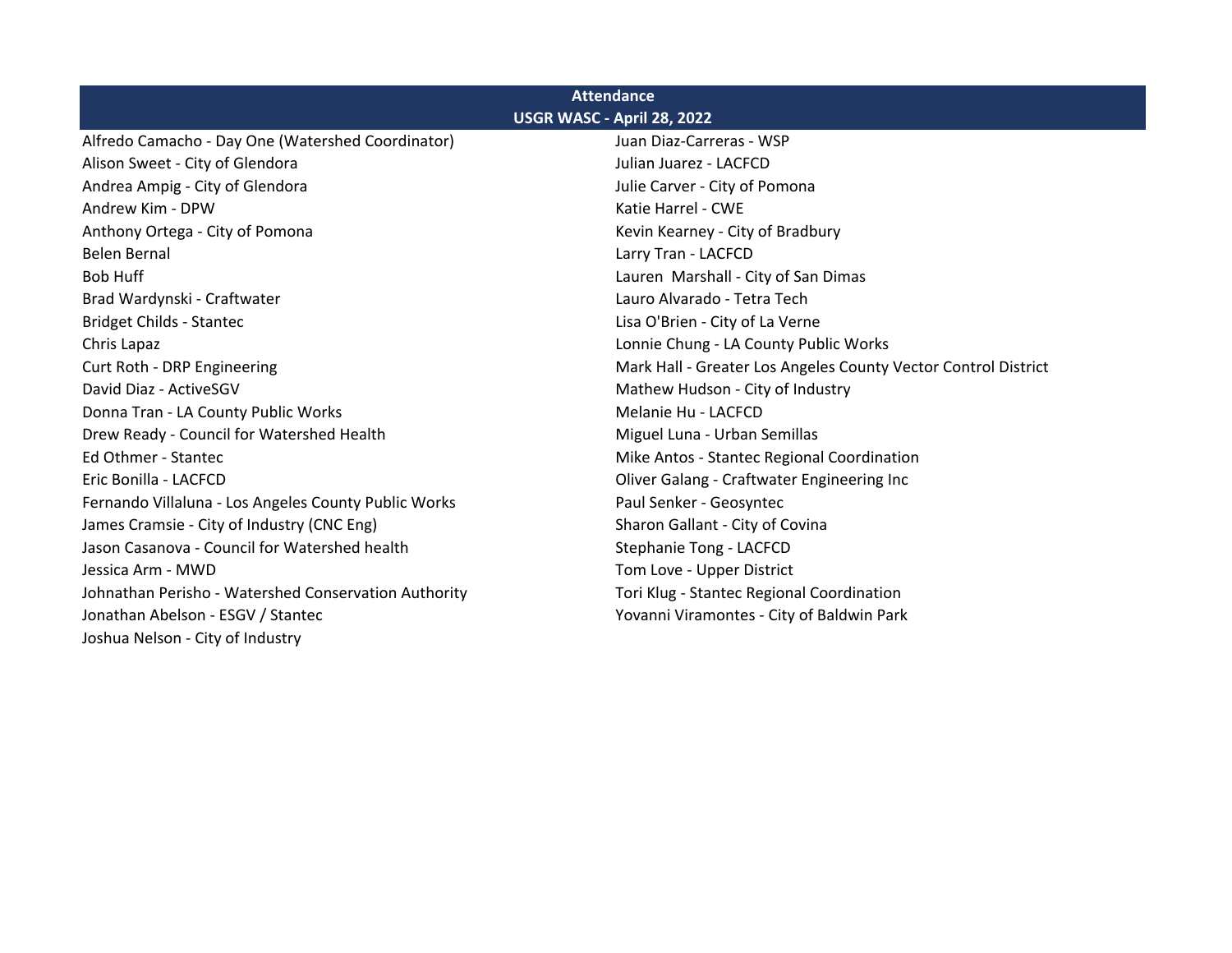## Attendance

### USGR WASC - April 28, 2022

Alfredo Camacho - Day One (Watershed Coordinator)
Alison Sweet - City of Glendora
Andrea Ampig - City of Glendora
Andrew Kim - DPW
Anthony Ortega - City of Pomona
Belen Bernal
Bob Huff
Brad Wardynski - Craftwater
Bridget Childs - Stantec
Chris Lapaz
Curt Roth - DRP Engineering
David Diaz - ActiveSGV
Donna Tran - LA County Public Works
Drew Ready - Council for Watershed Health
Ed Othmer - Stantec
Eric Bonilla - LACFCD
Fernando Villaluna - Los Angeles County Public Works
James Cramsie - City of Industry (CNC Eng)
Jason Casanova - Council for Watershed health
Jessica Arm - MWD
Johnathan Perisho - Watershed Conservation Authority
Jonathan Abelson - ESGV / Stantec
Joshua Nelson - City of Industry
Juan Diaz-Carreras - WSP
Julian Juarez - LACFCD
Julie Carver - City of Pomona
Katie Harrel - CWE
Kevin Kearney - City of Bradbury
Larry Tran - LACFCD
Lauren  Marshall - City of San Dimas
Lauro Alvarado - Tetra Tech
Lisa O'Brien - City of La Verne
Lonnie Chung - LA County Public Works
Mark Hall - Greater Los Angeles County Vector Control District
Mathew Hudson - City of Industry
Melanie Hu - LACFCD
Miguel Luna - Urban Semillas
Mike Antos - Stantec Regional Coordination
Oliver Galang - Craftwater Engineering Inc
Paul Senker - Geosyntec
Sharon Gallant - City of Covina
Stephanie Tong - LACFCD
Tom Love - Upper District
Tori Klug - Stantec Regional Coordination
Yovanni Viramontes - City of Baldwin Park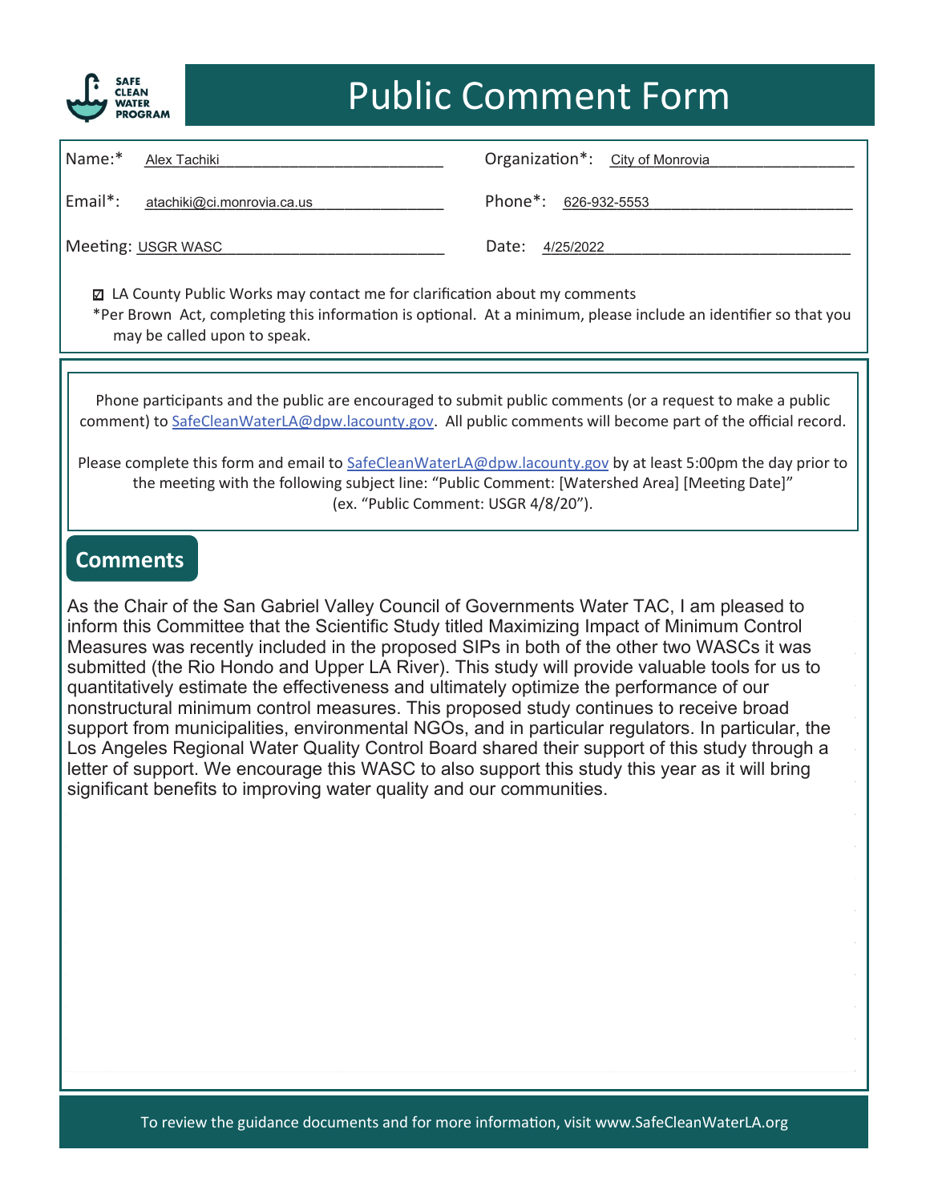SAFE CLEAN WATER PROGRAM

# Public Comment Form

Name:* Alex Tachiki

Organization*: City of Monrovia

Email*: atachiki@ci.monrovia.ca.us

Phone*: 626-932-5553

Meeting: USGR WASC

Date: 4/25/2022

☑ LA County Public Works may contact me for clarification about my comments

*Per Brown Act, completing this information is optional. At a minimum, please include an identifier so that you may be called upon to speak.

Phone participants and the public are encouraged to submit public comments (or a request to make a public comment) to SafeCleanWaterLA@dpw.lacounty.gov. All public comments will become part of the official record.

Please complete this form and email to SafeCleanWaterLA@dpw.lacounty.gov by at least 5:00pm the day prior to the meeting with the following subject line: "Public Comment: [Watershed Area] [Meeting Date]" (ex. "Public Comment: USGR 4/8/20").

## Comments

As the Chair of the San Gabriel Valley Council of Governments Water TAC, I am pleased to inform this Committee that the Scientific Study titled Maximizing Impact of Minimum Control Measures was recently included in the proposed SIPs in both of the other two WASCs it was submitted (the Rio Hondo and Upper LA River). This study will provide valuable tools for us to quantitatively estimate the effectiveness and ultimately optimize the performance of our nonstructural minimum control measures. This proposed study continues to receive broad support from municipalities, environmental NGOs, and in particular regulators. In particular, the Los Angeles Regional Water Quality Control Board shared their support of this study through a letter of support. We encourage this WASC to also support this study this year as it will bring significant benefits to improving water quality and our communities.

To review the guidance documents and for more information, visit www.SafeCleanWaterLA.org